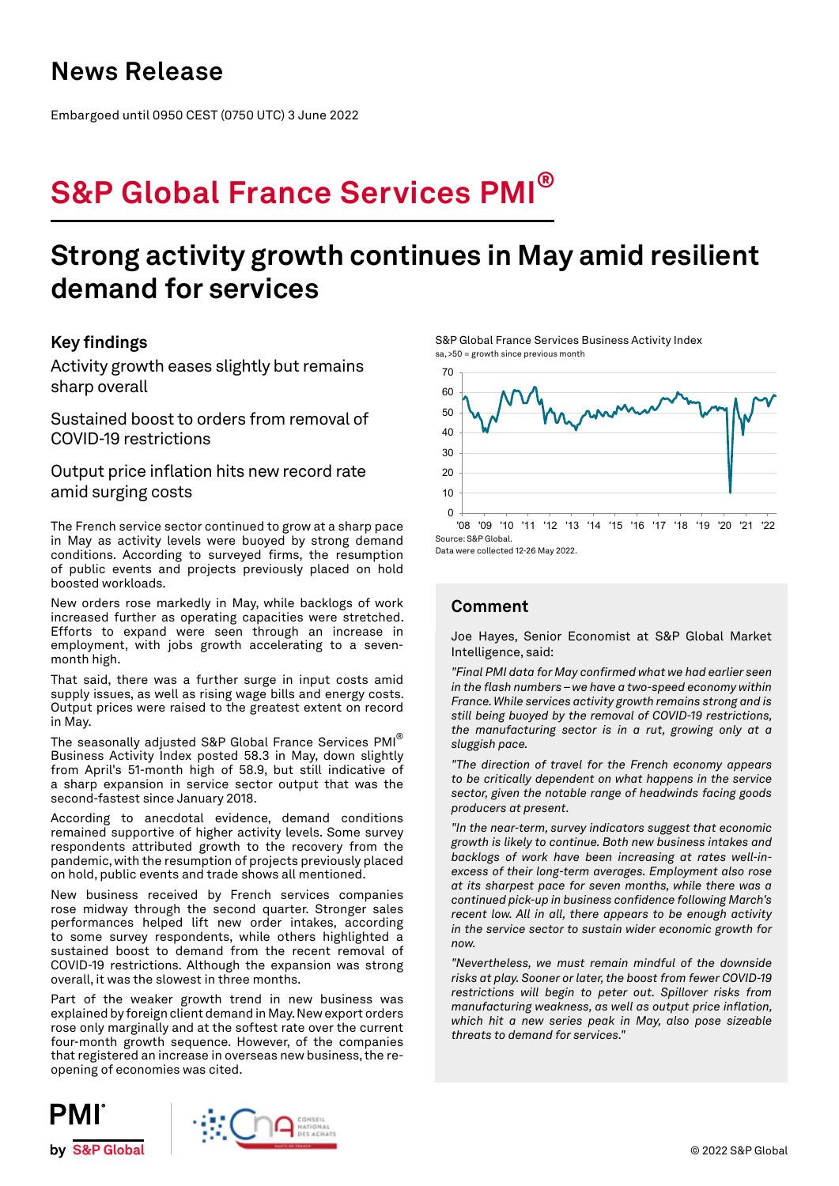# News Release

Embargoed until 0950 CEST (0750 UTC) 3 June 2022

# S&P Global France Services PMI®

## Strong activity growth continues in May amid resilient demand for services

### Key findings

Activity growth eases slightly but remains sharp overall

Sustained boost to orders from removal of COVID-19 restrictions

Output price inflation hits new record rate amid surging costs

The French service sector continued to grow at a sharp pace in May as activity levels were buoyed by strong demand conditions. According to surveyed firms, the resumption of public events and projects previously placed on hold boosted workloads.

New orders rose markedly in May, while backlogs of work increased further as operating capacities were stretched. Efforts to expand were seen through an increase in employment, with jobs growth accelerating to a seven-month high.

That said, there was a further surge in input costs amid supply issues, as well as rising wage bills and energy costs. Output prices were raised to the greatest extent on record in May.

The seasonally adjusted S&P Global France Services PMI® Business Activity Index posted 58.3 in May, down slightly from April's 51-month high of 58.9, but still indicative of a sharp expansion in service sector output that was the second-fastest since January 2018.

According to anecdotal evidence, demand conditions remained supportive of higher activity levels. Some survey respondents attributed growth to the recovery from the pandemic, with the resumption of projects previously placed on hold, public events and trade shows all mentioned.

New business received by French services companies rose midway through the second quarter. Stronger sales performances helped lift new order intakes, according to some survey respondents, while others highlighted a sustained boost to demand from the recent removal of COVID-19 restrictions. Although the expansion was strong overall, it was the slowest in three months.

Part of the weaker growth trend in new business was explained by foreign client demand in May. New export orders rose only marginally and at the softest rate over the current four-month growth sequence. However, of the companies that registered an increase in overseas new business, the re-opening of economies was cited.

S&P Global France Services Business Activity Index
sa, >50 = growth since previous month

Source: S&P Global.
Data were collected 12-26 May 2022.

### Comment

Joe Hayes, Senior Economist at S&P Global Market Intelligence, said:

*"Final PMI data for May confirmed what we had earlier seen in the flash numbers – we have a two-speed economy within France. While services activity growth remains strong and is still being buoyed by the removal of COVID-19 restrictions, the manufacturing sector is in a rut, growing only at a sluggish pace.*

*"The direction of travel for the French economy appears to be critically dependent on what happens in the service sector, given the notable range of headwinds facing goods producers at present.*

*"In the near-term, survey indicators suggest that economic growth is likely to continue. Both new business intakes and backlogs of work have been increasing at rates well-in-excess of their long-term averages. Employment also rose at its sharpest pace for seven months, while there was a continued pick-up in business confidence following March's recent low. All in all, there appears to be enough activity in the service sector to sustain wider economic growth for now.*

*"Nevertheless, we must remain mindful of the downside risks at play. Sooner or later, the boost from fewer COVID-19 restrictions will begin to peter out. Spillover risks from manufacturing weakness, as well as output price inflation, which hit a new series peak in May, also pose sizeable threats to demand for services."*

© 2022 S&P Global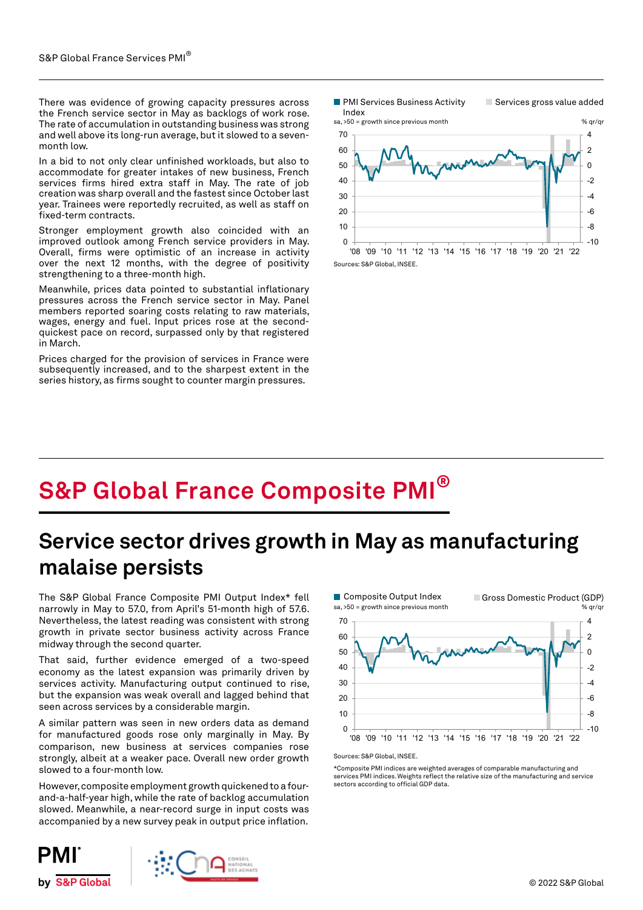There was evidence of growing capacity pressures across the French service sector in May as backlogs of work rose. The rate of accumulation in outstanding business was strong and well above its long-run average, but it slowed to a seven-month low.

In a bid to not only clear unfinished workloads, but also to accommodate for greater intakes of new business, French services firms hired extra staff in May. The rate of job creation was sharp overall and the fastest since October last year. Trainees were reportedly recruited, as well as staff on fixed-term contracts.

Stronger employment growth also coincided with an improved outlook among French service providers in May. Overall, firms were optimistic of an increase in activity over the next 12 months, with the degree of positivity strengthening to a three-month high.

Meanwhile, prices data pointed to substantial inflationary pressures across the French service sector in May. Panel members reported soaring costs relating to raw materials, wages, energy and fuel. Input prices rose at the second-quickest pace on record, surpassed only by that registered in March.

Prices charged for the provision of services in France were subsequently increased, and to the sharpest extent in the series history, as firms sought to counter margin pressures.

PMI Services Business Activity Index — sa, >50 = growth since previous month; Services gross value added — % qr/qr

Sources: S&P Global, INSEE.

# S&P Global France Composite PMI®

## Service sector drives growth in May as manufacturing malaise persists

The S&P Global France Composite PMI Output Index* fell narrowly in May to 57.0, from April's 51-month high of 57.6. Nevertheless, the latest reading was consistent with strong growth in private sector business activity across France midway through the second quarter.

That said, further evidence emerged of a two-speed economy as the latest expansion was primarily driven by services activity. Manufacturing output continued to rise, but the expansion was weak overall and lagged behind that seen across services by a considerable margin.

A similar pattern was seen in new orders data as demand for manufactured goods rose only marginally in May. By comparison, new business at services companies rose strongly, albeit at a weaker pace. Overall new order growth slowed to a four-month low.

However, composite employment growth quickened to a four-and-a-half-year high, while the rate of backlog accumulation slowed. Meanwhile, a near-record surge in input costs was accompanied by a new survey peak in output price inflation.

Composite Output Index — sa, >50 = growth since previous month; Gross Domestic Product (GDP) — % qr/qr

Sources: S&P Global, INSEE.

*Composite PMI indices are weighted averages of comparable manufacturing and services PMI indices. Weights reflect the relative size of the manufacturing and service sectors according to official GDP data.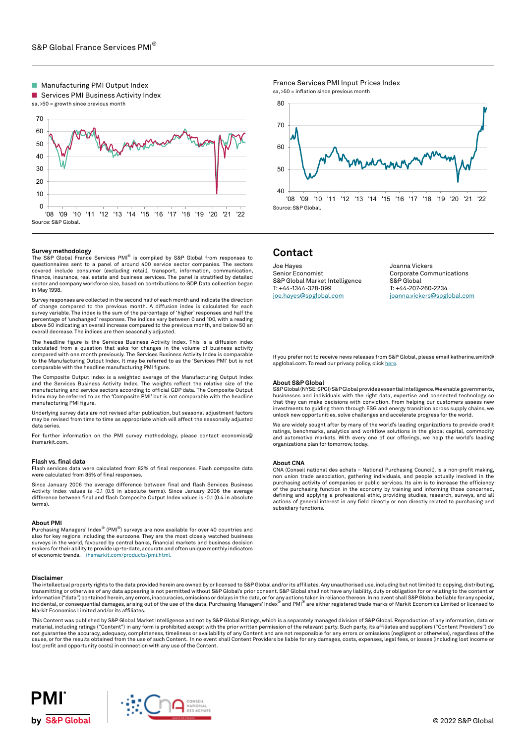Manufacturing PMI Output Index

Services PMI Business Activity Index

sa, >50 = growth since previous month

70
60
50
40
30
20
10
0
'08 '09 '10 '11 '12 '13 '14 '15 '16 '17 '18 '19 '20 '21 '22

Source: S&P Global.

France Services PMI Input Prices Index

sa, >50 = inflation since previous month

80
70
60
50
40
'08 '09 '10 '11 '12 '13 '14 '15 '16 '17 '18 '19 '20 '21 '22

Source: S&P Global.

### Survey methodology

The S&P Global France Services PMI® is compiled by S&P Global from responses to questionnaires sent to a panel of around 400 service sector companies. The sectors covered include consumer (excluding retail), transport, information, communication, finance, insurance, real estate and business services. The panel is stratified by detailed sector and company workforce size, based on contributions to GDP. Data collection began in May 1998.

Survey responses are collected in the second half of each month and indicate the direction of change compared to the previous month. A diffusion index is calculated for each survey variable. The index is the sum of the percentage of 'higher' responses and half the percentage of 'unchanged' responses. The indices vary between 0 and 100, with a reading above 50 indicating an overall increase compared to the previous month, and below 50 an overall decrease. The indices are then seasonally adjusted.

The headline figure is the Services Business Activity Index. This is a diffusion index calculated from a question that asks for changes in the volume of business activity compared with one month previously. The Services Business Activity Index is comparable to the Manufacturing Output Index. It may be referred to as the 'Services PMI' but is not comparable with the headline manufacturing PMI figure.

The Composite Output Index is a weighted average of the Manufacturing Output Index and the Services Business Activity Index. The weights reflect the relative size of the manufacturing and service sectors according to official GDP data. The Composite Output Index may be referred to as the 'Composite PMI' but is not comparable with the headline manufacturing PMI figure.

Underlying survey data are not revised after publication, but seasonal adjustment factors may be revised from time to time as appropriate which will affect the seasonally adjusted data series.

For further information on the PMI survey methodology, please contact economics@ihsmarkit.com.

### Flash vs. final data

Flash services data were calculated from 82% of final responses. Flash composite data were calculated from 85% of final responses.

Since January 2006 the average difference between final and flash Services Business Activity Index values is -0.1 (0.5 in absolute terms). Since January 2006 the average difference between final and flash Composite Output Index values is -0.1 (0.4 in absolute terms).

### About PMI

Purchasing Managers' Index® (PMI®) surveys are now available for over 40 countries and also for key regions including the eurozone. They are the most closely watched business surveys in the world, favoured by central banks, financial markets and business decision makers for their ability to provide up-to-date, accurate and often unique monthly indicators of economic trends. ihsmarkit.com/products/pmi.html.

## Contact

Joe Hayes
Senior Economist
S&P Global Market Intelligence
T: +44-1344-328-099
joe.hayes@spglobal.com

Joanna Vickers
Corporate Communications
S&P Global
T: +44-207-260-2234
joanna.vickers@spglobal.com

If you prefer not to receive news releases from S&P Global, please email katherine.smith@spglobal.com. To read our privacy policy, click here.

### About S&P Global

S&P Global (NYSE: SPGI) S&P Global provides essential intelligence. We enable governments, businesses and individuals with the right data, expertise and connected technology so that they can make decisions with conviction. From helping our customers assess new investments to guiding them through ESG and energy transition across supply chains, we unlock new opportunities, solve challenges and accelerate progress for the world.

We are widely sought after by many of the world's leading organizations to provide credit ratings, benchmarks, analytics and workflow solutions in the global capital, commodity and automotive markets. With every one of our offerings, we help the world's leading organizations plan for tomorrow, today.

### About CNA

CNA (Conseil national des achats – National Purchasing Council), is a non-profit making, non union trade association, gathering individuals, and people actually involved in the purchasing activity of companies or public services. Its aim is to increase the efficiency of the purchasing function in the economy by training and informing those concerned, defining and applying a professional ethic, providing studies, research, surveys, and all actions of general interest in any field directly or non directly related to purchasing and subsidiary functions.

### Disclaimer

The intellectual property rights to the data provided herein are owned by or licensed to S&P Global and/or its affiliates. Any unauthorised use, including but not limited to copying, distributing, transmitting or otherwise of any data appearing is not permitted without S&P Global's prior consent. S&P Global shall not have any liability, duty or obligation for or relating to the content or information ("data") contained herein, any errors, inaccuracies, omissions or delays in the data, or for any actions taken in reliance thereon. In no event shall S&P Global be liable for any special, incidental, or consequential damages, arising out of the use of the data. Purchasing Managers' Index® and PMI® are either registered trade marks of Markit Economics Limited or licensed to Markit Economics Limited and/or its affiliates.

This Content was published by S&P Global Market Intelligence and not by S&P Global Ratings, which is a separately managed division of S&P Global. Reproduction of any information, data or material, including ratings ("Content") in any form is prohibited except with the prior written permission of the relevant party. Such party, its affiliates and suppliers ("Content Providers") do not guarantee the accuracy, adequacy, completeness, timeliness or availability of any Content and are not responsible for any errors or omissions (negligent or otherwise), regardless of the cause, or for the results obtained from the use of such Content. In no event shall Content Providers be liable for any damages, costs, expenses, legal fees, or losses (including lost income or lost profit and opportunity costs) in connection with any use of the Content.

PMI by S&P Global

© 2022 S&P Global